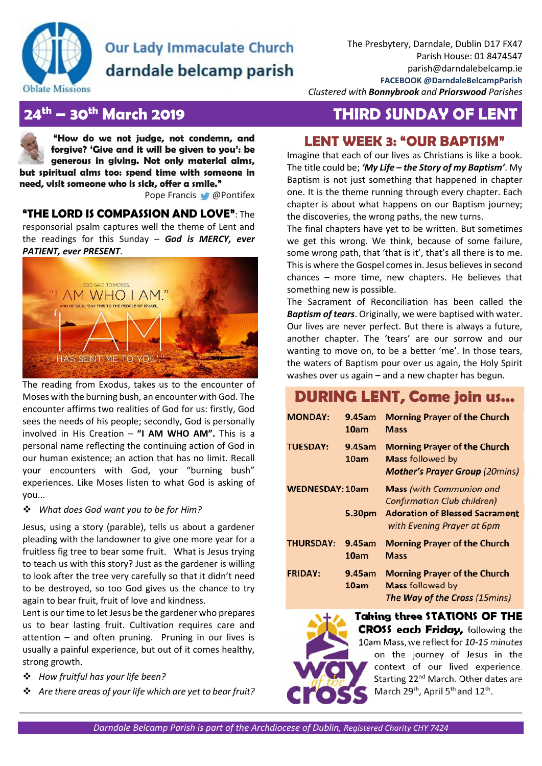# Our Lady Immaculate Church
## darndale belcamp parish

The Presbytery, Darndale, Dublin D17 FX47
Parish House: 01 8474547
parish@darndalebelcamp.ie
**FACEBOOK @DarndaleBelcampParish**
*Clustered with **Bonnybrook** and **Priorswood** Parishes*

## 24th – 30th March 2019 — THIRD SUNDAY OF LENT

**"How do we not judge, not condemn, and forgive? 'Give and it will be given to you': be generous in giving. Not only material alms, but spiritual alms too: spend time with someone in need, visit someone who is sick, offer a smile."**
Pope Francis @Pontifex

**"THE LORD IS COMPASSION AND LOVE"**: The responsorial psalm captures well the theme of Lent and the readings for this Sunday – ***God is MERCY, ever PATIENT, ever PRESENT***.

The reading from Exodus, takes us to the encounter of Moses with the burning bush, an encounter with God. The encounter affirms two realities of God for us: firstly, God sees the needs of his people; secondly, God is personally involved in His Creation – **"I AM WHO AM".** This is a personal name reflecting the continuing action of God in our human existence; an action that has no limit. Recall your encounters with God, your "burning bush" experiences. Like Moses listen to what God is asking of you...

- *What does God want you to be for Him?*

Jesus, using a story (parable), tells us about a gardener pleading with the landowner to give one more year for a fruitless fig tree to bear some fruit. What is Jesus trying to teach us with this story? Just as the gardener is willing to look after the tree very carefully so that it didn't need to be destroyed, so too God gives us the chance to try again to bear fruit, fruit of love and kindness.
Lent is our time to let Jesus be the gardener who prepares us to bear lasting fruit. Cultivation requires care and attention – and often pruning. Pruning in our lives is usually a painful experience, but out of it comes healthy, strong growth.

- *How fruitful has your life been?*
- *Are there areas of your life which are yet to bear fruit?*

## LENT WEEK 3: "OUR BAPTISM"

Imagine that each of our lives as Christians is like a book. The title could be; ***'My Life – the Story of my Baptism'***. My Baptism is not just something that happened in chapter one. It is the theme running through every chapter. Each chapter is about what happens on our Baptism journey; the discoveries, the wrong paths, the new turns.
The final chapters have yet to be written. But sometimes we get this wrong. We think, because of some failure, some wrong path, that 'that is it', that's all there is to me. This is where the Gospel comes in. Jesus believes in second chances – more time, new chapters. He believes that something new is possible.
The Sacrament of Reconciliation has been called the ***Baptism of tears***. Originally, we were baptised with water. Our lives are never perfect. But there is always a future, another chapter. The 'tears' are our sorrow and our wanting to move on, to be a better 'me'. In those tears, the waters of Baptism pour over us again, the Holy Spirit washes over us again – and a new chapter has begun.

## DURING LENT, Come join us...

| | | |
|---|---|---|
| **MONDAY:** | **9.45am** | **Morning Prayer of the Church** |
| | **10am** | **Mass** |
| **TUESDAY:** | **9.45am** | **Morning Prayer of the Church** |
| | **10am** | **Mass** followed by ***Mother's Prayer Group*** *(20mins)* |
| **WEDNESDAY:** | **10am** | **Mass** *(with Communion and Confirmation Club children)* |
| | **5.30pm** | **Adoration of Blessed Sacrament** *with Evening Prayer at 6pm* |
| **THURSDAY:** | **9.45am** | **Morning Prayer of the Church** |
| | **10am** | **Mass** |
| **FRIDAY:** | **9.45am** | **Morning Prayer of the Church** |
| | **10am** | **Mass** followed by ***The Way of the Cross*** *(15mins)* |

**Taking three STATIONS OF THE CROSS each Friday,** following the 10am Mass, we reflect for *10-15 minutes* on the journey of Jesus in the context of our lived experience. Starting 22nd March. Other dates are March 29th, April 5th and 12th.

*Darndale Belcamp Parish is part of the Archdiocese of Dublin, Registered Charity CHY 7424*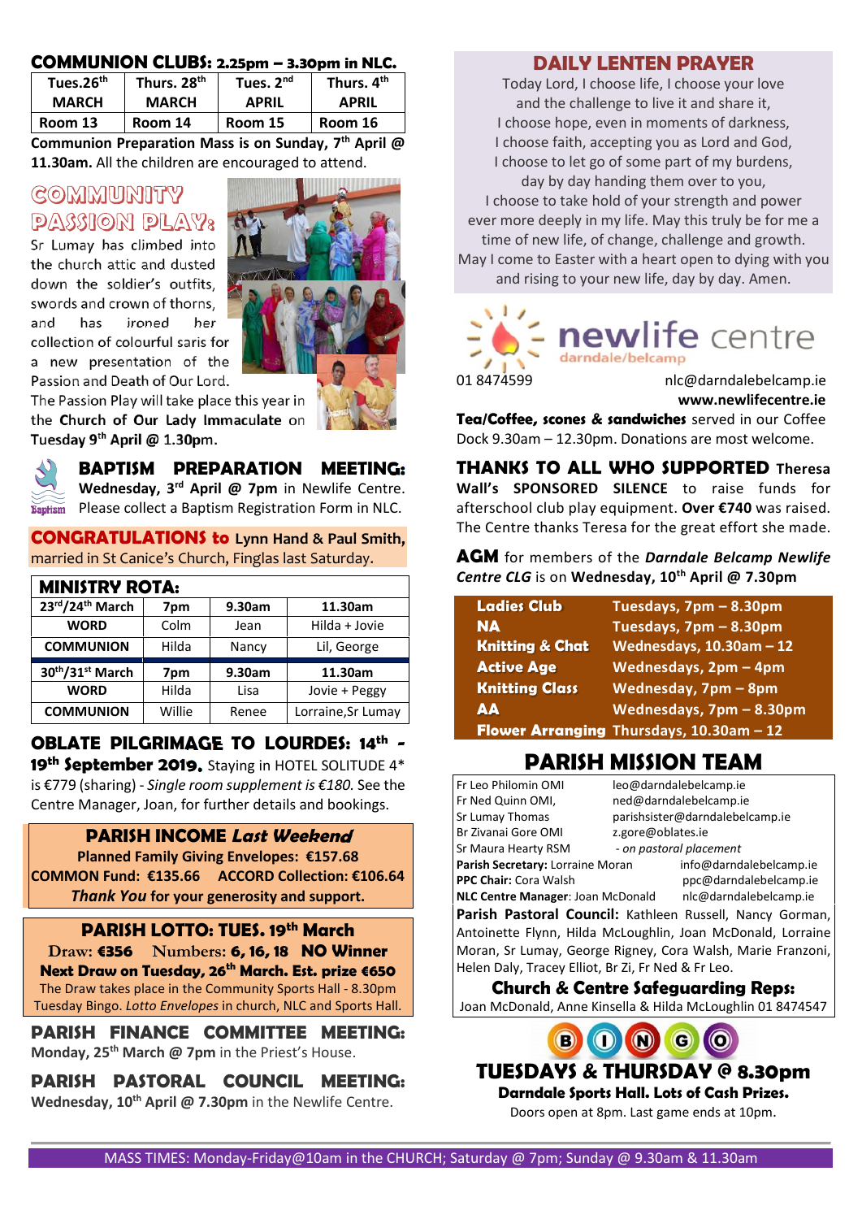## COMMUNION CLUBS: 2.25pm – 3.30pm in NLC.

| Tues. 26th MARCH | Thurs. 28th MARCH | Tues. 2nd APRIL | Thurs. 4th APRIL |
|---|---|---|---|
| Room 13 | Room 14 | Room 15 | Room 16 |

**Communion Preparation Mass is on Sunday, 7th April @ 11.30am.** All the children are encouraged to attend.

## COMMUNITY PASSION PLAY:

Sr Lumay has climbed into the church attic and dusted down the soldier's outfits, swords and crown of thorns, and has ironed her collection of colourful saris for a new presentation of the Passion and Death of Our Lord. The Passion Play will take place this year in the Church of Our Lady Immaculate on **Tuesday 9th April @ 1.30pm.**

## BAPTISM PREPARATION MEETING:

**Wednesday, 3rd April @ 7pm** in Newlife Centre. Please collect a Baptism Registration Form in NLC.

**CONGRATULATIONS to Lynn Hand & Paul Smith,** married in St Canice's Church, Finglas last Saturday.

## MINISTRY ROTA:

| 23rd/24th March | 7pm | 9.30am | 11.30am |
|---|---|---|---|
| **WORD** | Colm | Jean | Hilda + Jovie |
| **COMMUNION** | Hilda | Nancy | Lil, George |
| **30th/31st March** | **7pm** | **9.30am** | **11.30am** |
| **WORD** | Hilda | Lisa | Jovie + Peggy |
| **COMMUNION** | Willie | Renee | Lorraine,Sr Lumay |

## OBLATE PILGRIMAGE TO LOURDES: 14th - 19th September 2019.

Staying in HOTEL SOLITUDE 4* is €779 (sharing) - *Single room supplement is €180.* See the Centre Manager, Joan, for further details and bookings.

## PARISH INCOME *Last Weekend*

**Planned Family Giving Envelopes: €157.68**
**COMMON Fund: €135.66 ACCORD Collection: €106.64**
***Thank You* for your generosity and support.**

## PARISH LOTTO: TUES. 19th March

**Draw: €356 Numbers: 6, 16, 18 NO Winner**
**Next Draw on Tuesday, 26th March. Est. prize €650**
The Draw takes place in the Community Sports Hall - 8.30pm Tuesday Bingo. *Lotto Envelopes* in church, NLC and Sports Hall.

## PARISH FINANCE COMMITTEE MEETING:

**Monday, 25th March @ 7pm** in the Priest's House.

## PARISH PASTORAL COUNCIL MEETING:

**Wednesday, 10th April @ 7.30pm** in the Newlife Centre.

## DAILY LENTEN PRAYER

Today Lord, I choose life, I choose your love and the challenge to live it and share it,
I choose hope, even in moments of darkness,
I choose faith, accepting you as Lord and God,
I choose to let go of some part of my burdens,
day by day handing them over to you,
I choose to take hold of your strength and power ever more deeply in my life. May this truly be for me a time of new life, of change, challenge and growth.
May I come to Easter with a heart open to dying with you and rising to your new life, day by day. Amen.

**newlife centre** darndale/belcamp

01 8474599 nlc@darndalebelcamp.ie
**www.newlifecentre.ie**

**Tea/Coffee, scones & sandwiches** served in our Coffee Dock 9.30am – 12.30pm. Donations are most welcome.

**THANKS TO ALL WHO SUPPORTED Theresa Wall's SPONSORED SILENCE** to raise funds for afterschool club play equipment. **Over €740** was raised. The Centre thanks Teresa for the great effort she made.

**AGM** for members of the ***Darndale Belcamp Newlife Centre CLG*** is on **Wednesday, 10th April @ 7.30pm**

| | |
|---|---|
| **Ladies Club** | **Tuesdays, 7pm – 8.30pm** |
| **NA** | **Tuesdays, 7pm – 8.30pm** |
| **Knitting & Chat** | **Wednesdays, 10.30am – 12** |
| **Active Age** | **Wednesdays, 2pm – 4pm** |
| **Knitting Class** | **Wednesday, 7pm – 8pm** |
| **AA** | **Wednesdays, 7pm – 8.30pm** |
| **Flower Arranging** | **Thursdays, 10.30am – 12** |

## PARISH MISSION TEAM

| | |
|---|---|
| Fr Leo Philomin OMI | leo@darndalebelcamp.ie |
| Fr Ned Quinn OMI, | ned@darndalebelcamp.ie |
| Sr Lumay Thomas | parishsister@darndalebelcamp.ie |
| Br Zivanai Gore OMI | z.gore@oblates.ie |
| Sr Maura Hearty RSM | - *on pastoral placement* |
| **Parish Secretary:** Lorraine Moran | info@darndalebelcamp.ie |
| **PPC Chair:** Cora Walsh | ppc@darndalebelcamp.ie |
| **NLC Centre Manager**: Joan McDonald | nlc@darndalebelcamp.ie |

**Parish Pastoral Council:** Kathleen Russell, Nancy Gorman, Antoinette Flynn, Hilda McLoughlin, Joan McDonald, Lorraine Moran, Sr Lumay, George Rigney, Cora Walsh, Marie Franzoni, Helen Daly, Tracey Elliot, Br Zi, Fr Ned & Fr Leo.

**Church & Centre Safeguarding Reps:**
Joan McDonald, Anne Kinsella & Hilda McLoughlin 01 8474547

**BINGO**

**TUESDAYS & THURSDAY @ 8.30pm**
**Darndale Sports Hall. Lots of Cash Prizes.**
Doors open at 8pm. Last game ends at 10pm.

MASS TIMES: Monday-Friday@10am in the CHURCH; Saturday @ 7pm; Sunday @ 9.30am & 11.30am